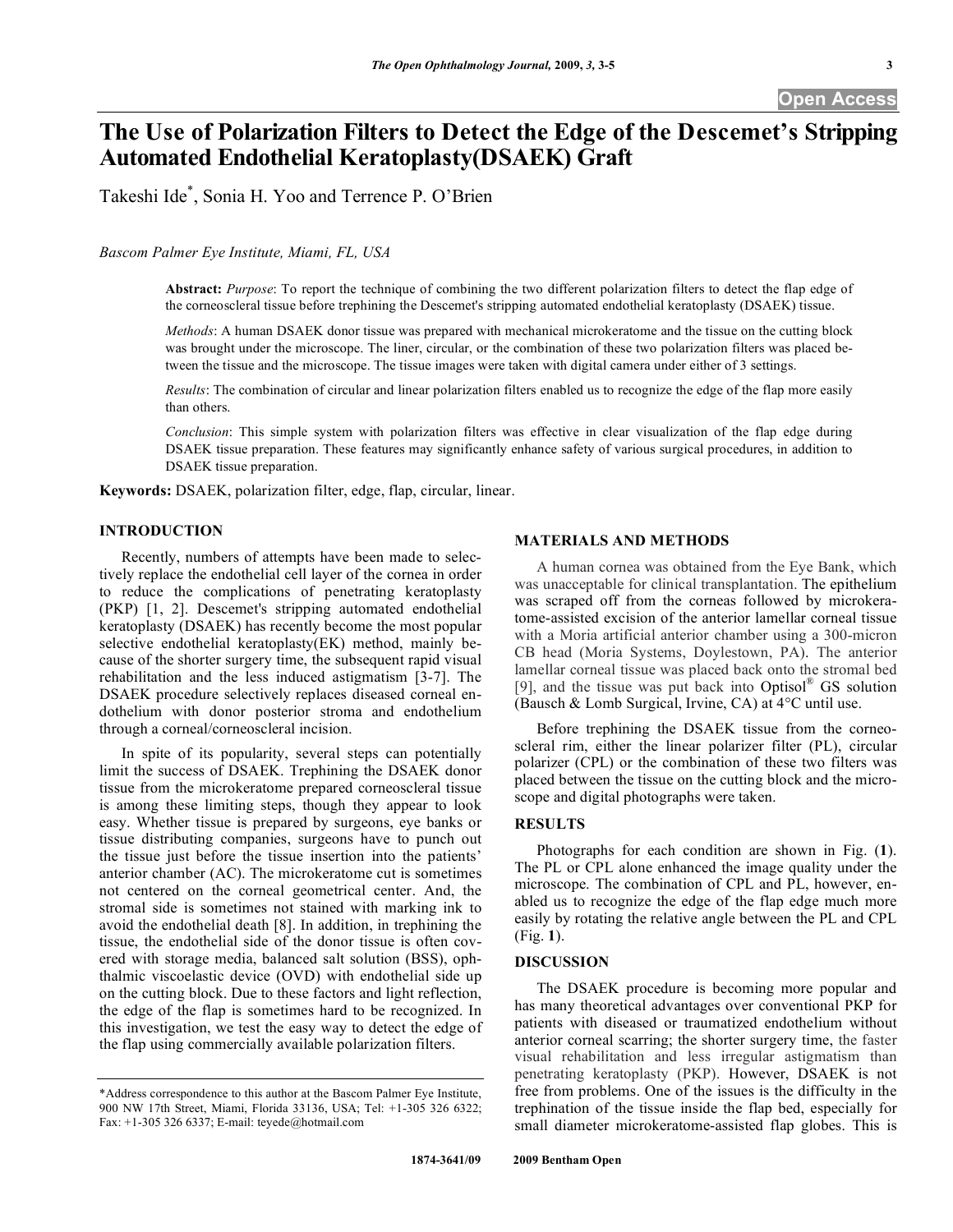# The Use of Polarization Filters to Detect the Edge of the Descemet's Stripping Automated Endothelial Keratoplasty(DSAEK) Graft

Takeshi Ide*, Sonia H. Yoo and Terrence P. O'Brien

*Bascom Palmer Eye Institute, Miami, FL, USA*

**Abstract:** *Purpose*: To report the technique of combining the two different polarization filters to detect the flap edge of the corneoscleral tissue before trephining the Descemet's stripping automated endothelial keratoplasty (DSAEK) tissue.

*Methods*: A human DSAEK donor tissue was prepared with mechanical microkeratome and the tissue on the cutting block was brought under the microscope. The liner, circular, or the combination of these two polarization filters was placed between the tissue and the microscope. The tissue images were taken with digital camera under either of 3 settings.

*Results*: The combination of circular and linear polarization filters enabled us to recognize the edge of the flap more easily than others.

*Conclusion*: This simple system with polarization filters was effective in clear visualization of the flap edge during DSAEK tissue preparation. These features may significantly enhance safety of various surgical procedures, in addition to DSAEK tissue preparation.

**Keywords:** DSAEK, polarization filter, edge, flap, circular, linear.

## INTRODUCTION

Recently, numbers of attempts have been made to selectively replace the endothelial cell layer of the cornea in order to reduce the complications of penetrating keratoplasty (PKP) [1, 2]. Descemet's stripping automated endothelial keratoplasty (DSAEK) has recently become the most popular selective endothelial keratoplasty(EK) method, mainly because of the shorter surgery time, the subsequent rapid visual rehabilitation and the less induced astigmatism [3-7]. The DSAEK procedure selectively replaces diseased corneal endothelium with donor posterior stroma and endothelium through a corneal/corneoscleral incision.

In spite of its popularity, several steps can potentially limit the success of DSAEK. Trephining the DSAEK donor tissue from the microkeratome prepared corneoscleral tissue is among these limiting steps, though they appear to look easy. Whether tissue is prepared by surgeons, eye banks or tissue distributing companies, surgeons have to punch out the tissue just before the tissue insertion into the patients' anterior chamber (AC). The microkeratome cut is sometimes not centered on the corneal geometrical center. And, the stromal side is sometimes not stained with marking ink to avoid the endothelial death [8]. In addition, in trephining the tissue, the endothelial side of the donor tissue is often covered with storage media, balanced salt solution (BSS), ophthalmic viscoelastic device (OVD) with endothelial side up on the cutting block. Due to these factors and light reflection, the edge of the flap is sometimes hard to be recognized. In this investigation, we test the easy way to detect the edge of the flap using commercially available polarization filters.

*Address correspondence to this author at the Bascom Palmer Eye Institute, 900 NW 17th Street, Miami, Florida 33136, USA; Tel: +1-305 326 6322; Fax: +1-305 326 6337; E-mail: teyede@hotmail.com

## MATERIALS AND METHODS

A human cornea was obtained from the Eye Bank, which was unacceptable for clinical transplantation. The epithelium was scraped off from the corneas followed by microkeratome-assisted excision of the anterior lamellar corneal tissue with a Moria artificial anterior chamber using a 300-micron CB head (Moria Systems, Doylestown, PA). The anterior lamellar corneal tissue was placed back onto the stromal bed [9], and the tissue was put back into Optisol® GS solution (Bausch & Lomb Surgical, Irvine, CA) at 4°C until use.

Before trephining the DSAEK tissue from the corneoscleral rim, either the linear polarizer filter (PL), circular polarizer (CPL) or the combination of these two filters was placed between the tissue on the cutting block and the microscope and digital photographs were taken.

## RESULTS

Photographs for each condition are shown in Fig. (**1**). The PL or CPL alone enhanced the image quality under the microscope. The combination of CPL and PL, however, enabled us to recognize the edge of the flap edge much more easily by rotating the relative angle between the PL and CPL (Fig. **1**).

## DISCUSSION

The DSAEK procedure is becoming more popular and has many theoretical advantages over conventional PKP for patients with diseased or traumatized endothelium without anterior corneal scarring; the shorter surgery time, the faster visual rehabilitation and less irregular astigmatism than penetrating keratoplasty (PKP). However, DSAEK is not free from problems. One of the issues is the difficulty in the trephination of the tissue inside the flap bed, especially for small diameter microkeratome-assisted flap globes. This is

1874-3641/09 2009 Bentham Open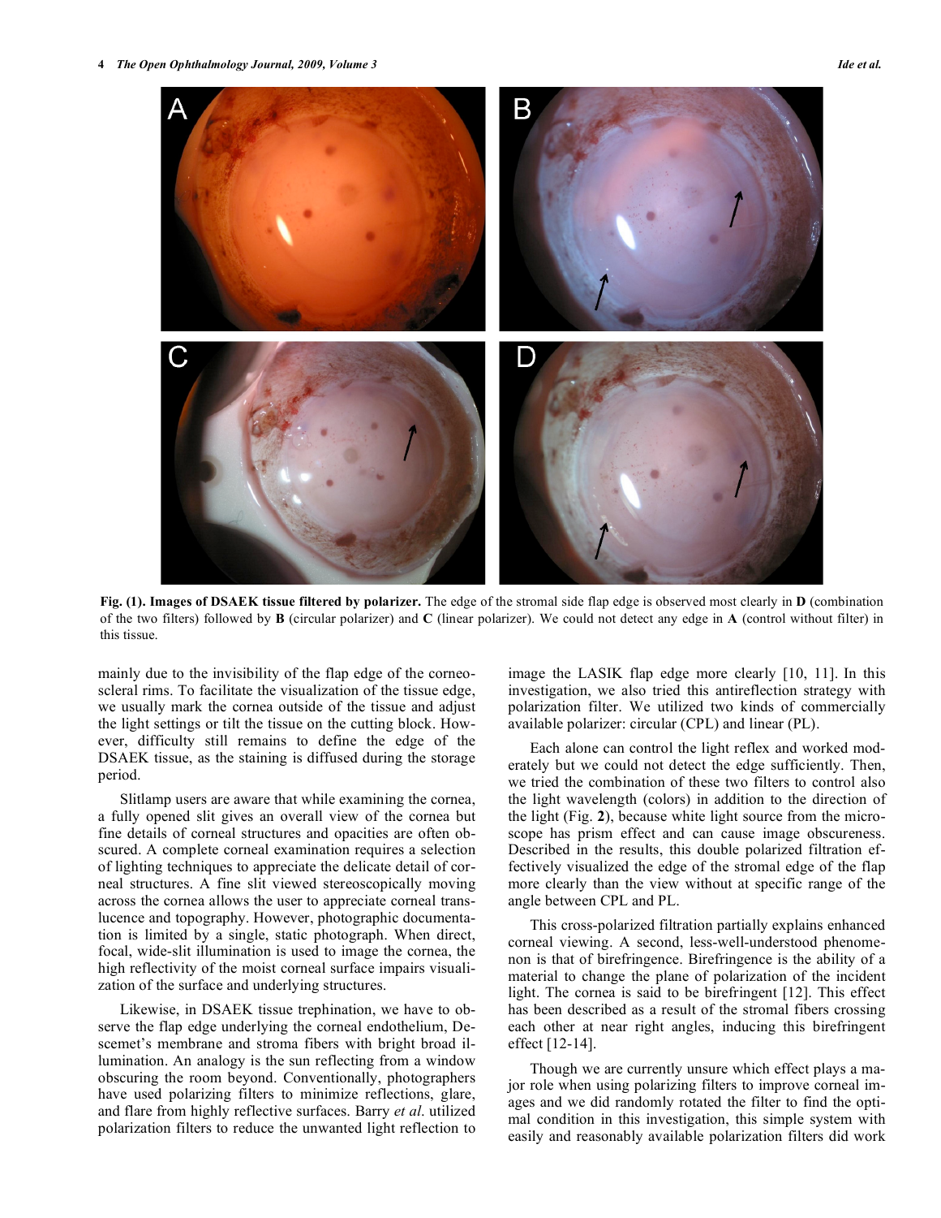**Fig. (1). Images of DSAEK tissue filtered by polarizer.** The edge of the stromal side flap edge is observed most clearly in **D** (combination of the two filters) followed by **B** (circular polarizer) and **C** (linear polarizer). We could not detect any edge in **A** (control without filter) in this tissue.

mainly due to the invisibility of the flap edge of the corneoscleral rims. To facilitate the visualization of the tissue edge, we usually mark the cornea outside of the tissue and adjust the light settings or tilt the tissue on the cutting block. However, difficulty still remains to define the edge of the DSAEK tissue, as the staining is diffused during the storage period.

Slitlamp users are aware that while examining the cornea, a fully opened slit gives an overall view of the cornea but fine details of corneal structures and opacities are often obscured. A complete corneal examination requires a selection of lighting techniques to appreciate the delicate detail of corneal structures. A fine slit viewed stereoscopically moving across the cornea allows the user to appreciate corneal translucence and topography. However, photographic documentation is limited by a single, static photograph. When direct, focal, wide-slit illumination is used to image the cornea, the high reflectivity of the moist corneal surface impairs visualization of the surface and underlying structures.

Likewise, in DSAEK tissue trephination, we have to observe the flap edge underlying the corneal endothelium, Descemet's membrane and stroma fibers with bright broad illumination. An analogy is the sun reflecting from a window obscuring the room beyond. Conventionally, photographers have used polarizing filters to minimize reflections, glare, and flare from highly reflective surfaces. Barry *et al*. utilized polarization filters to reduce the unwanted light reflection to image the LASIK flap edge more clearly [10, 11]. In this investigation, we also tried this antireflection strategy with polarization filter. We utilized two kinds of commercially available polarizer: circular (CPL) and linear (PL).

Each alone can control the light reflex and worked moderately but we could not detect the edge sufficiently. Then, we tried the combination of these two filters to control also the light wavelength (colors) in addition to the direction of the light (Fig. **2**), because white light source from the microscope has prism effect and can cause image obscureness. Described in the results, this double polarized filtration effectively visualized the edge of the stromal edge of the flap more clearly than the view without at specific range of the angle between CPL and PL.

This cross-polarized filtration partially explains enhanced corneal viewing. A second, less-well-understood phenomenon is that of birefringence. Birefringence is the ability of a material to change the plane of polarization of the incident light. The cornea is said to be birefringent [12]. This effect has been described as a result of the stromal fibers crossing each other at near right angles, inducing this birefringent effect [12-14].

Though we are currently unsure which effect plays a major role when using polarizing filters to improve corneal images and we did randomly rotated the filter to find the optimal condition in this investigation, this simple system with easily and reasonably available polarization filters did work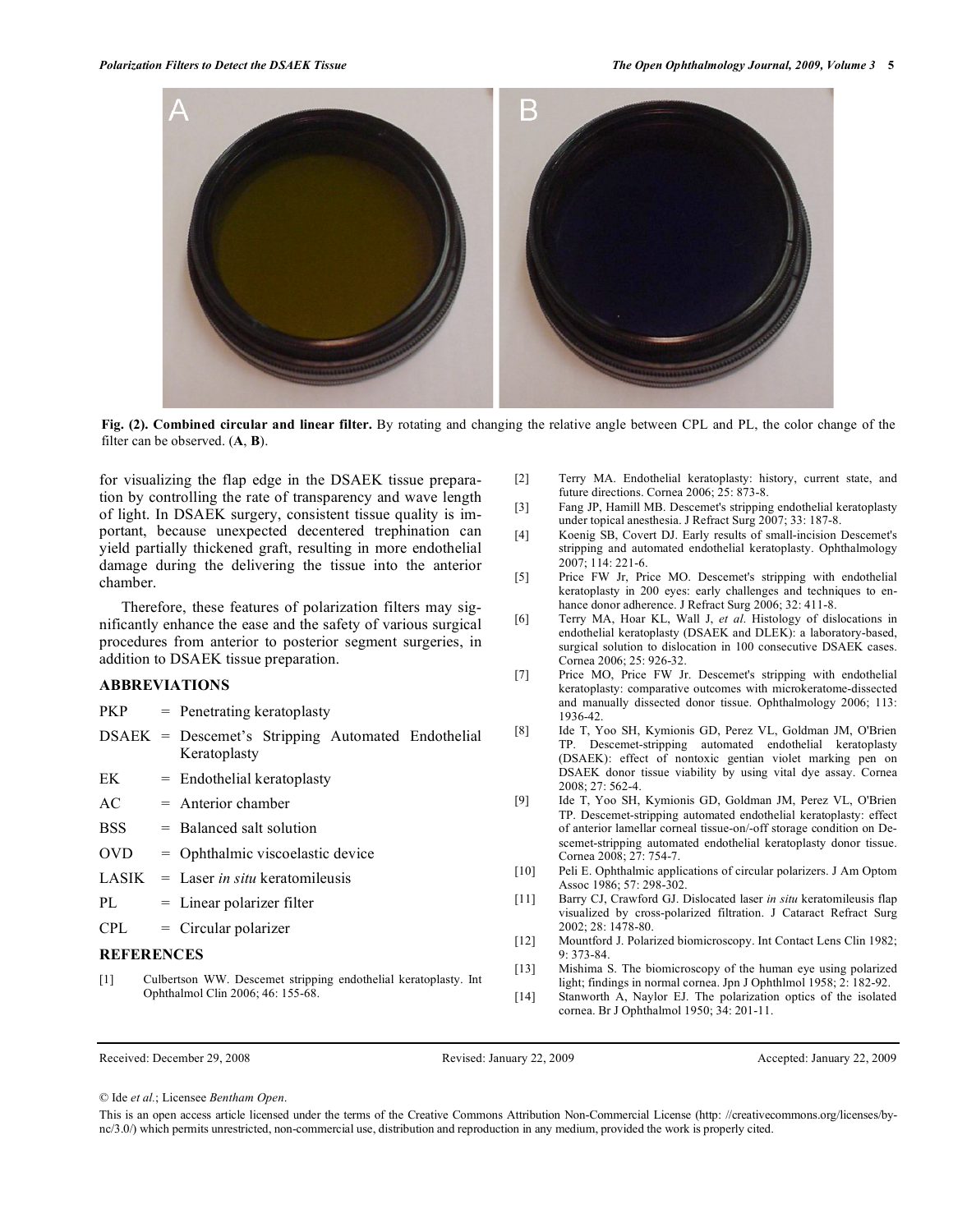Fig. (2). Combined circular and linear filter. By rotating and changing the relative angle between CPL and PL, the color change of the filter can be observed. (A, B).

for visualizing the flap edge in the DSAEK tissue preparation by controlling the rate of transparency and wave length of light. In DSAEK surgery, consistent tissue quality is important, because unexpected decentered trephination can yield partially thickened graft, resulting in more endothelial damage during the delivering the tissue into the anterior chamber.

Therefore, these features of polarization filters may significantly enhance the ease and the safety of various surgical procedures from anterior to posterior segment surgeries, in addition to DSAEK tissue preparation.

## ABBREVIATIONS

PKP = Penetrating keratoplasty

DSAEK = Descemet's Stripping Automated Endothelial Keratoplasty

EK = Endothelial keratoplasty

AC = Anterior chamber

BSS = Balanced salt solution

OVD = Ophthalmic viscoelastic device

LASIK = Laser *in situ* keratomileusis

PL = Linear polarizer filter

CPL = Circular polarizer

## REFERENCES

[1] Culbertson WW. Descemet stripping endothelial keratoplasty. Int Ophthalmol Clin 2006; 46: 155-68.

[2] Terry MA. Endothelial keratoplasty: history, current state, and future directions. Cornea 2006; 25: 873-8.

[3] Fang JP, Hamill MB. Descemet's stripping endothelial keratoplasty under topical anesthesia. J Refract Surg 2007; 33: 187-8.

[4] Koenig SB, Covert DJ. Early results of small-incision Descemet's stripping and automated endothelial keratoplasty. Ophthalmology 2007; 114: 221-6.

[5] Price FW Jr, Price MO. Descemet's stripping with endothelial keratoplasty in 200 eyes: early challenges and techniques to enhance donor adherence. J Refract Surg 2006; 32: 411-8.

[6] Terry MA, Hoar KL, Wall J, *et al*. Histology of dislocations in endothelial keratoplasty (DSAEK and DLEK): a laboratory-based, surgical solution to dislocation in 100 consecutive DSAEK cases. Cornea 2006; 25: 926-32.

[7] Price MO, Price FW Jr. Descemet's stripping with endothelial keratoplasty: comparative outcomes with microkeratome-dissected and manually dissected donor tissue. Ophthalmology 2006; 113: 1936-42.

[8] Ide T, Yoo SH, Kymionis GD, Perez VL, Goldman JM, O'Brien TP. Descemet-stripping automated endothelial keratoplasty (DSAEK): effect of nontoxic gentian violet marking pen on DSAEK donor tissue viability by using vital dye assay. Cornea 2008; 27: 562-4.

[9] Ide T, Yoo SH, Kymionis GD, Goldman JM, Perez VL, O'Brien TP. Descemet-stripping automated endothelial keratoplasty: effect of anterior lamellar corneal tissue-on/-off storage condition on Descemet-stripping automated endothelial keratoplasty donor tissue. Cornea 2008; 27: 754-7.

[10] Peli E. Ophthalmic applications of circular polarizers. J Am Optom Assoc 1986; 57: 298-302.

[11] Barry CJ, Crawford GJ. Dislocated laser *in situ* keratomileusis flap visualized by cross-polarized filtration. J Cataract Refract Surg 2002; 28: 1478-80.

[12] Mountford J. Polarized biomicroscopy. Int Contact Lens Clin 1982; 9: 373-84.

[13] Mishima S. The biomicroscopy of the human eye using polarized light; findings in normal cornea. Jpn J Ophthlmol 1958; 2: 182-92.

[14] Stanworth A, Naylor EJ. The polarization optics of the isolated cornea. Br J Ophthalmol 1950; 34: 201-11.

Received: December 29, 2008 Revised: January 22, 2009 Accepted: January 22, 2009

© Ide *et al*.; Licensee *Bentham Open*.

This is an open access article licensed under the terms of the Creative Commons Attribution Non-Commercial License (http: //creativecommons.org/licenses/by-nc/3.0/) which permits unrestricted, non-commercial use, distribution and reproduction in any medium, provided the work is properly cited.